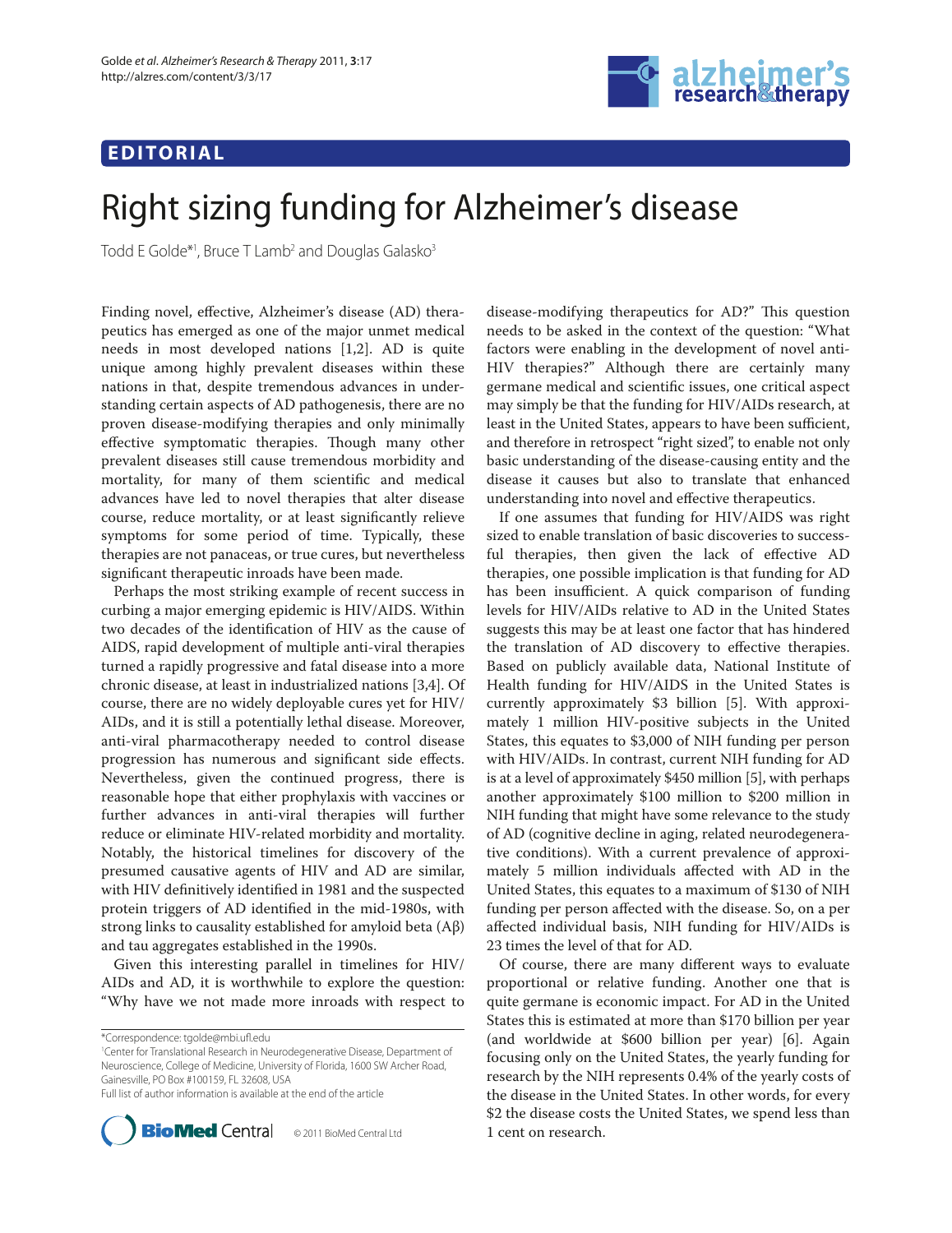## EDITORIAL

# Right sizing funding for Alzheimer's disease

Todd E Golde*[1], Bruce T Lamb[2] and Douglas Galasko[3]

Finding novel, effective, Alzheimer's disease (AD) therapeutics has emerged as one of the major unmet medical needs in most developed nations [1,2]. AD is quite unique among highly prevalent diseases within these nations in that, despite tremendous advances in understanding certain aspects of AD pathogenesis, there are no proven disease-modifying therapies and only minimally effective symptomatic therapies. Though many other prevalent diseases still cause tremendous morbidity and mortality, for many of them scientific and medical advances have led to novel therapies that alter disease course, reduce mortality, or at least significantly relieve symptoms for some period of time. Typically, these therapies are not panaceas, or true cures, but nevertheless significant therapeutic inroads have been made.

Perhaps the most striking example of recent success in curbing a major emerging epidemic is HIV/AIDS. Within two decades of the identification of HIV as the cause of AIDS, rapid development of multiple anti-viral therapies turned a rapidly progressive and fatal disease into a more chronic disease, at least in industrialized nations [3,4]. Of course, there are no widely deployable cures yet for HIV/AIDs, and it is still a potentially lethal disease. Moreover, anti-viral pharmacotherapy needed to control disease progression has numerous and significant side effects. Nevertheless, given the continued progress, there is reasonable hope that either prophylaxis with vaccines or further advances in anti-viral therapies will further reduce or eliminate HIV-related morbidity and mortality. Notably, the historical timelines for discovery of the presumed causative agents of HIV and AD are similar, with HIV definitively identified in 1981 and the suspected protein triggers of AD identified in the mid-1980s, with strong links to causality established for amyloid beta (Aβ) and tau aggregates established in the 1990s.

Given this interesting parallel in timelines for HIV/AIDs and AD, it is worthwhile to explore the question: "Why have we not made more inroads with respect to disease-modifying therapeutics for AD?" This question needs to be asked in the context of the question: "What factors were enabling in the development of novel anti-HIV therapies?" Although there are certainly many germane medical and scientific issues, one critical aspect may simply be that the funding for HIV/AIDs research, at least in the United States, appears to have been sufficient, and therefore in retrospect "right sized", to enable not only basic understanding of the disease-causing entity and the disease it causes but also to translate that enhanced understanding into novel and effective therapeutics.

If one assumes that funding for HIV/AIDS was right sized to enable translation of basic discoveries to successful therapies, then given the lack of effective AD therapies, one possible implication is that funding for AD has been insufficient. A quick comparison of funding levels for HIV/AIDs relative to AD in the United States suggests this may be at least one factor that has hindered the translation of AD discovery to effective therapies. Based on publicly available data, National Institute of Health funding for HIV/AIDS in the United States is currently approximately $3 billion [5]. With approximately 1 million HIV-positive subjects in the United States, this equates to $3,000 of NIH funding per person with HIV/AIDs. In contrast, current NIH funding for AD is at a level of approximately $450 million [5], with perhaps another approximately $100 million to $200 million in NIH funding that might have some relevance to the study of AD (cognitive decline in aging, related neurodegenerative conditions). With a current prevalence of approximately 5 million individuals affected with AD in the United States, this equates to a maximum of $130 of NIH funding per person affected with the disease. So, on a per affected individual basis, NIH funding for HIV/AIDs is 23 times the level of that for AD.

Of course, there are many different ways to evaluate proportional or relative funding. Another one that is quite germane is economic impact. For AD in the United States this is estimated at more than $170 billion per year (and worldwide at $600 billion per year) [6]. Again focusing only on the United States, the yearly funding for research by the NIH represents 0.4% of the yearly costs of the disease in the United States. In other words, for every $2 the disease costs the United States, we spend less than 1 cent on research.

*Correspondence: tgolde@mbi.ufl.edu
[1]Center for Translational Research in Neurodegenerative Disease, Department of Neuroscience, College of Medicine, University of Florida, 1600 SW Archer Road, Gainesville, PO Box #100159, FL 32608, USA
Full list of author information is available at the end of the article

© 2011 BioMed Central Ltd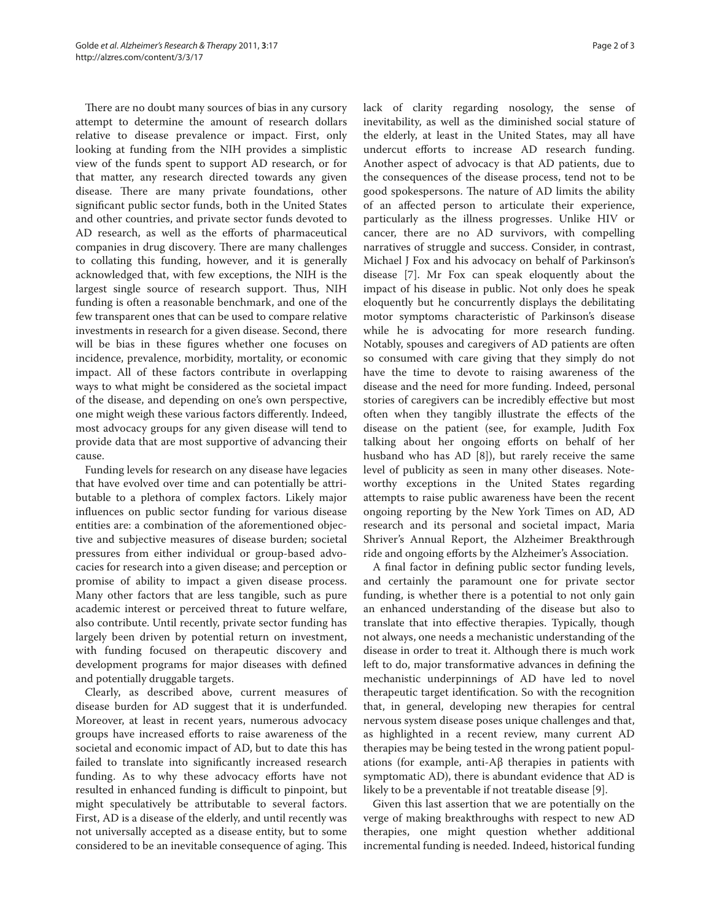There are no doubt many sources of bias in any cursory attempt to determine the amount of research dollars relative to disease prevalence or impact. First, only looking at funding from the NIH provides a simplistic view of the funds spent to support AD research, or for that matter, any research directed towards any given disease. There are many private foundations, other significant public sector funds, both in the United States and other countries, and private sector funds devoted to AD research, as well as the efforts of pharmaceutical companies in drug discovery. There are many challenges to collating this funding, however, and it is generally acknowledged that, with few exceptions, the NIH is the largest single source of research support. Thus, NIH funding is often a reasonable benchmark, and one of the few transparent ones that can be used to compare relative investments in research for a given disease. Second, there will be bias in these figures whether one focuses on incidence, prevalence, morbidity, mortality, or economic impact. All of these factors contribute in overlapping ways to what might be considered as the societal impact of the disease, and depending on one's own perspective, one might weigh these various factors differently. Indeed, most advocacy groups for any given disease will tend to provide data that are most supportive of advancing their cause.

Funding levels for research on any disease have legacies that have evolved over time and can potentially be attributable to a plethora of complex factors. Likely major influences on public sector funding for various disease entities are: a combination of the aforementioned objective and subjective measures of disease burden; societal pressures from either individual or group-based advocacies for research into a given disease; and perception or promise of ability to impact a given disease process. Many other factors that are less tangible, such as pure academic interest or perceived threat to future welfare, also contribute. Until recently, private sector funding has largely been driven by potential return on investment, with funding focused on therapeutic discovery and development programs for major diseases with defined and potentially druggable targets.

Clearly, as described above, current measures of disease burden for AD suggest that it is underfunded. Moreover, at least in recent years, numerous advocacy groups have increased efforts to raise awareness of the societal and economic impact of AD, but to date this has failed to translate into significantly increased research funding. As to why these advocacy efforts have not resulted in enhanced funding is difficult to pinpoint, but might speculatively be attributable to several factors. First, AD is a disease of the elderly, and until recently was not universally accepted as a disease entity, but to some considered to be an inevitable consequence of aging. This lack of clarity regarding nosology, the sense of inevitability, as well as the diminished social stature of the elderly, at least in the United States, may all have undercut efforts to increase AD research funding. Another aspect of advocacy is that AD patients, due to the consequences of the disease process, tend not to be good spokespersons. The nature of AD limits the ability of an affected person to articulate their experience, particularly as the illness progresses. Unlike HIV or cancer, there are no AD survivors, with compelling narratives of struggle and success. Consider, in contrast, Michael J Fox and his advocacy on behalf of Parkinson's disease [7]. Mr Fox can speak eloquently about the impact of his disease in public. Not only does he speak eloquently but he concurrently displays the debilitating motor symptoms characteristic of Parkinson's disease while he is advocating for more research funding. Notably, spouses and caregivers of AD patients are often so consumed with care giving that they simply do not have the time to devote to raising awareness of the disease and the need for more funding. Indeed, personal stories of caregivers can be incredibly effective but most often when they tangibly illustrate the effects of the disease on the patient (see, for example, Judith Fox talking about her ongoing efforts on behalf of her husband who has AD [8]), but rarely receive the same level of publicity as seen in many other diseases. Noteworthy exceptions in the United States regarding attempts to raise public awareness have been the recent ongoing reporting by the New York Times on AD, AD research and its personal and societal impact, Maria Shriver's Annual Report, the Alzheimer Breakthrough ride and ongoing efforts by the Alzheimer's Association.

A final factor in defining public sector funding levels, and certainly the paramount one for private sector funding, is whether there is a potential to not only gain an enhanced understanding of the disease but also to translate that into effective therapies. Typically, though not always, one needs a mechanistic understanding of the disease in order to treat it. Although there is much work left to do, major transformative advances in defining the mechanistic underpinnings of AD have led to novel therapeutic target identification. So with the recognition that, in general, developing new therapies for central nervous system disease poses unique challenges and that, as highlighted in a recent review, many current AD therapies may be being tested in the wrong patient populations (for example, anti-Aβ therapies in patients with symptomatic AD), there is abundant evidence that AD is likely to be a preventable if not treatable disease [9].

Given this last assertion that we are potentially on the verge of making breakthroughs with respect to new AD therapies, one might question whether additional incremental funding is needed. Indeed, historical funding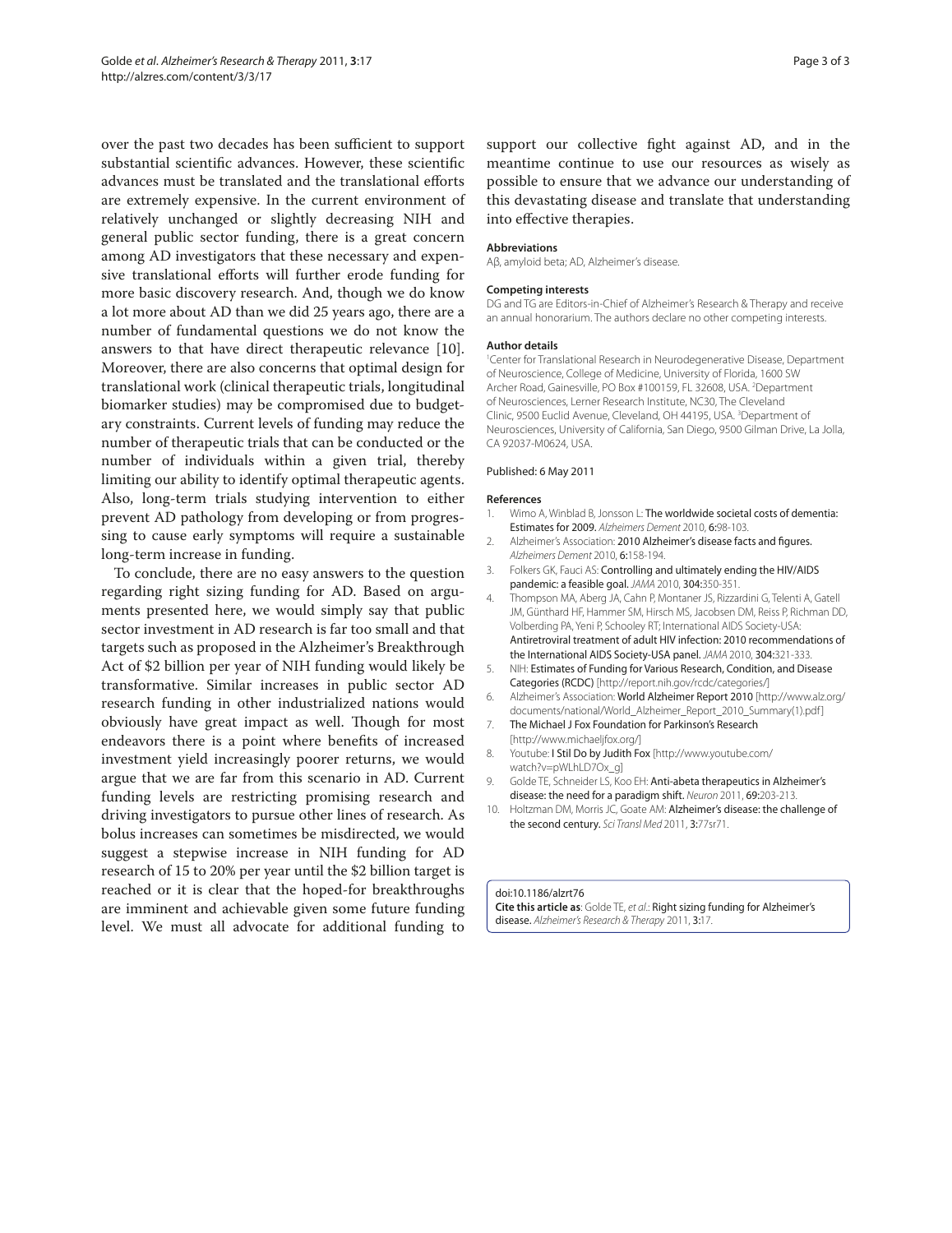over the past two decades has been sufficient to support substantial scientific advances. However, these scientific advances must be translated and the translational efforts are extremely expensive. In the current environment of relatively unchanged or slightly decreasing NIH and general public sector funding, there is a great concern among AD investigators that these necessary and expensive translational efforts will further erode funding for more basic discovery research. And, though we do know a lot more about AD than we did 25 years ago, there are a number of fundamental questions we do not know the answers to that have direct therapeutic relevance [10]. Moreover, there are also concerns that optimal design for translational work (clinical therapeutic trials, longitudinal biomarker studies) may be compromised due to budgetary constraints. Current levels of funding may reduce the number of therapeutic trials that can be conducted or the number of individuals within a given trial, thereby limiting our ability to identify optimal therapeutic agents. Also, long-term trials studying intervention to either prevent AD pathology from developing or from progressing to cause early symptoms will require a sustainable long-term increase in funding.

To conclude, there are no easy answers to the question regarding right sizing funding for AD. Based on arguments presented here, we would simply say that public sector investment in AD research is far too small and that targets such as proposed in the Alzheimer's Breakthrough Act of $2 billion per year of NIH funding would likely be transformative. Similar increases in public sector AD research funding in other industrialized nations would obviously have great impact as well. Though for most endeavors there is a point where benefits of increased investment yield increasingly poorer returns, we would argue that we are far from this scenario in AD. Current funding levels are restricting promising research and driving investigators to pursue other lines of research. As bolus increases can sometimes be misdirected, we would suggest a stepwise increase in NIH funding for AD research of 15 to 20% per year until the $2 billion target is reached or it is clear that the hoped-for breakthroughs are imminent and achievable given some future funding level. We must all advocate for additional funding to support our collective fight against AD, and in the meantime continue to use our resources as wisely as possible to ensure that we advance our understanding of this devastating disease and translate that understanding into effective therapies.

#### Abbreviations

Aβ, amyloid beta; AD, Alzheimer's disease.

#### Competing interests

DG and TG are Editors-in-Chief of Alzheimer's Research & Therapy and receive an annual honorarium. The authors declare no other competing interests.

#### Author details

[1]Center for Translational Research in Neurodegenerative Disease, Department of Neuroscience, College of Medicine, University of Florida, 1600 SW Archer Road, Gainesville, PO Box #100159, FL 32608, USA. [2]Department of Neurosciences, Lerner Research Institute, NC30, The Cleveland Clinic, 9500 Euclid Avenue, Cleveland, OH 44195, USA. [3]Department of Neurosciences, University of California, San Diego, 9500 Gilman Drive, La Jolla, CA 92037-M0624, USA.

Published: 6 May 2011

#### References

1. Wimo A, Winblad B, Jonsson L: The worldwide societal costs of dementia: Estimates for 2009. *Alzheimers Dement* 2010, **6:**98-103.
2. Alzheimer's Association: 2010 Alzheimer's disease facts and figures. *Alzheimers Dement* 2010, **6:**158-194.
3. Folkers GK, Fauci AS: Controlling and ultimately ending the HIV/AIDS pandemic: a feasible goal. *JAMA* 2010, **304:**350-351.
4. Thompson MA, Aberg JA, Cahn P, Montaner JS, Rizzardini G, Telenti A, Gatell JM, Günthard HF, Hammer SM, Hirsch MS, Jacobsen DM, Reiss P, Richman DD, Volberding PA, Yeni P, Schooley RT; International AIDS Society-USA: Antiretroviral treatment of adult HIV infection: 2010 recommendations of the International AIDS Society-USA panel. *JAMA* 2010, **304:**321-333.
5. NIH: Estimates of Funding for Various Research, Condition, and Disease Categories (RCDC) [http://report.nih.gov/rcdc/categories/]
6. Alzheimer's Association: World Alzheimer Report 2010 [http://www.alz.org/documents/national/World_Alzheimer_Report_2010_Summary(1).pdf]
7. The Michael J Fox Foundation for Parkinson's Research [http://www.michaeljfox.org/]
8. Youtube: I Stil Do by Judith Fox [http://www.youtube.com/watch?v=pWLhLD7Ox_g]
9. Golde TE, Schneider LS, Koo EH: Anti-abeta therapeutics in Alzheimer's disease: the need for a paradigm shift. *Neuron* 2011, **69:**203-213.
10. Holtzman DM, Morris JC, Goate AM: Alzheimer's disease: the challenge of the second century. *Sci Transl Med* 2011, **3:**77sr71.

doi:10.1186/alzrt76
**Cite this article as**: Golde TE, *et al.*: Right sizing funding for Alzheimer's disease. *Alzheimer's Research & Therapy* 2011, **3:**17.